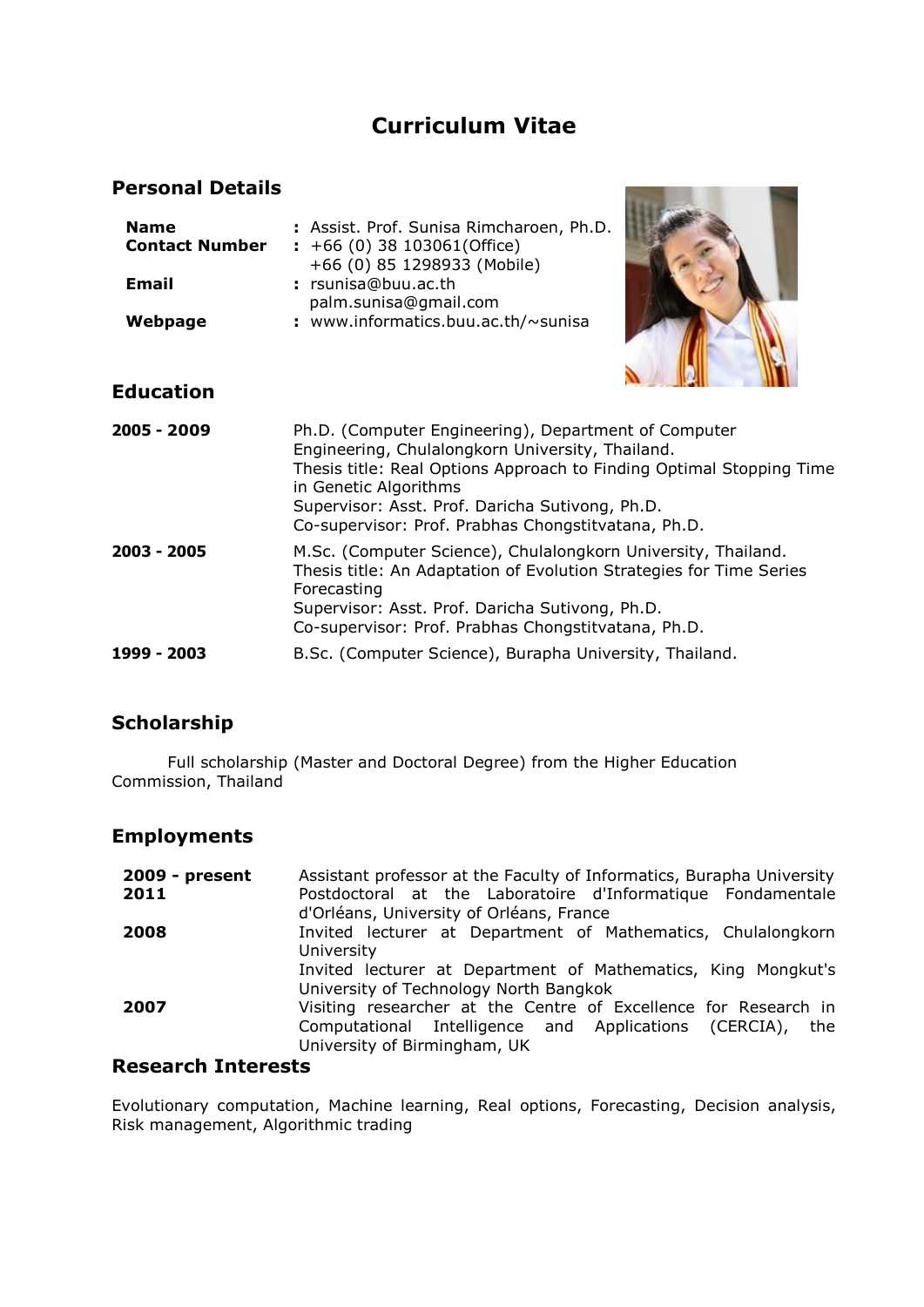# Curriculum Vitae

## Personal Details

| | |
|---|---|
| **Name** | : Assist. Prof. Sunisa Rimcharoen, Ph.D. |
| **Contact Number** | : +66 (0) 38 103061(Office)<br>+66 (0) 85 1298933 (Mobile) |
| **Email** | : rsunisa@buu.ac.th<br>palm.sunisa@gmail.com |
| **Webpage** | : www.informatics.buu.ac.th/~sunisa |

## Education

**2005 - 2009** Ph.D. (Computer Engineering), Department of Computer Engineering, Chulalongkorn University, Thailand.
Thesis title: Real Options Approach to Finding Optimal Stopping Time in Genetic Algorithms
Supervisor: Asst. Prof. Daricha Sutivong, Ph.D.
Co-supervisor: Prof. Prabhas Chongstitvatana, Ph.D.

**2003 - 2005** M.Sc. (Computer Science), Chulalongkorn University, Thailand.
Thesis title: An Adaptation of Evolution Strategies for Time Series Forecasting
Supervisor: Asst. Prof. Daricha Sutivong, Ph.D.
Co-supervisor: Prof. Prabhas Chongstitvatana, Ph.D.

**1999 - 2003** B.Sc. (Computer Science), Burapha University, Thailand.

## Scholarship

Full scholarship (Master and Doctoral Degree) from the Higher Education Commission, Thailand

## Employments

**2009 - present** Assistant professor at the Faculty of Informatics, Burapha University

**2011** Postdoctoral at the Laboratoire d'Informatique Fondamentale d'Orléans, University of Orléans, France

**2008** Invited lecturer at Department of Mathematics, Chulalongkorn University
Invited lecturer at Department of Mathematics, King Mongkut's University of Technology North Bangkok

**2007** Visiting researcher at the Centre of Excellence for Research in Computational Intelligence and Applications (CERCIA), the University of Birmingham, UK

## Research Interests

Evolutionary computation, Machine learning, Real options, Forecasting, Decision analysis, Risk management, Algorithmic trading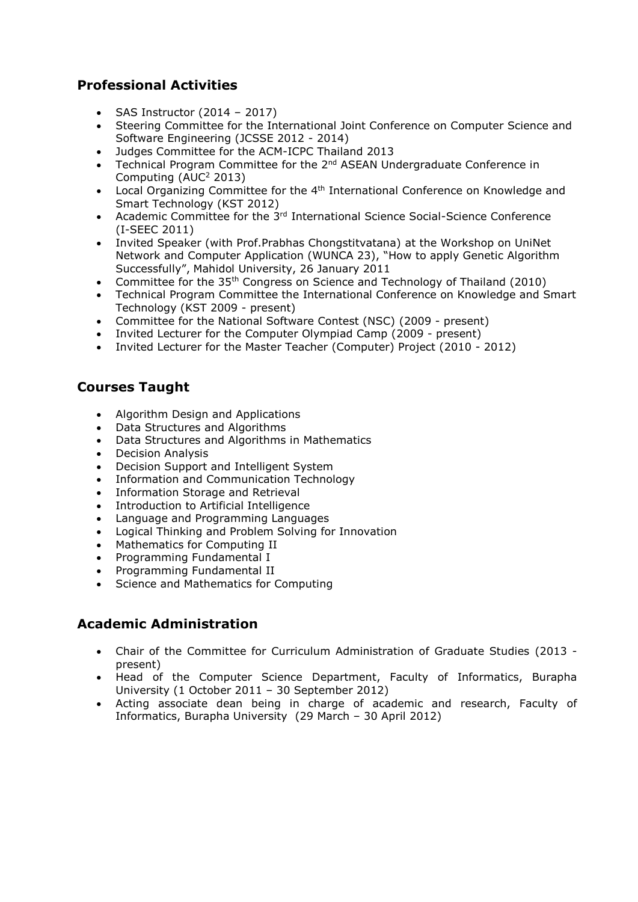## Professional Activities

- SAS Instructor (2014 – 2017)
- Steering Committee for the International Joint Conference on Computer Science and Software Engineering (JCSSE 2012 - 2014)
- Judges Committee for the ACM-ICPC Thailand 2013
- Technical Program Committee for the 2nd ASEAN Undergraduate Conference in Computing ($AUC^2$ 2013)
- Local Organizing Committee for the 4th International Conference on Knowledge and Smart Technology (KST 2012)
- Academic Committee for the 3rd International Science Social-Science Conference (I-SEEC 2011)
- Invited Speaker (with Prof.Prabhas Chongstitvatana) at the Workshop on UniNet Network and Computer Application (WUNCA 23), "How to apply Genetic Algorithm Successfully", Mahidol University, 26 January 2011
- Committee for the 35th Congress on Science and Technology of Thailand (2010)
- Technical Program Committee the International Conference on Knowledge and Smart Technology (KST 2009 - present)
- Committee for the National Software Contest (NSC) (2009 - present)
- Invited Lecturer for the Computer Olympiad Camp (2009 - present)
- Invited Lecturer for the Master Teacher (Computer) Project (2010 - 2012)

## Courses Taught

- Algorithm Design and Applications
- Data Structures and Algorithms
- Data Structures and Algorithms in Mathematics
- Decision Analysis
- Decision Support and Intelligent System
- Information and Communication Technology
- Information Storage and Retrieval
- Introduction to Artificial Intelligence
- Language and Programming Languages
- Logical Thinking and Problem Solving for Innovation
- Mathematics for Computing II
- Programming Fundamental I
- Programming Fundamental II
- Science and Mathematics for Computing

## Academic Administration

- Chair of the Committee for Curriculum Administration of Graduate Studies (2013 - present)
- Head of the Computer Science Department, Faculty of Informatics, Burapha University (1 October 2011 – 30 September 2012)
- Acting associate dean being in charge of academic and research, Faculty of Informatics, Burapha University (29 March – 30 April 2012)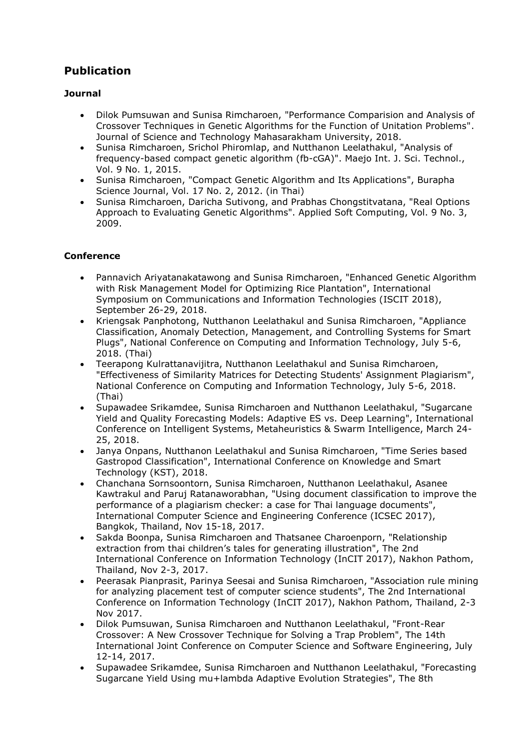## Publication

### Journal

- Dilok Pumsuwan and Sunisa Rimcharoen, "Performance Comparision and Analysis of Crossover Techniques in Genetic Algorithms for the Function of Unitation Problems". Journal of Science and Technology Mahasarakham University, 2018.
- Sunisa Rimcharoen, Srichol Phiromlap, and Nutthanon Leelathakul, "Analysis of frequency-based compact genetic algorithm (fb-cGA)". Maejo Int. J. Sci. Technol., Vol. 9 No. 1, 2015.
- Sunisa Rimcharoen, "Compact Genetic Algorithm and Its Applications", Burapha Science Journal, Vol. 17 No. 2, 2012. (in Thai)
- Sunisa Rimcharoen, Daricha Sutivong, and Prabhas Chongstitvatana, "Real Options Approach to Evaluating Genetic Algorithms". Applied Soft Computing, Vol. 9 No. 3, 2009.

### Conference

- Pannavich Ariyatanakatawong and Sunisa Rimcharoen, "Enhanced Genetic Algorithm with Risk Management Model for Optimizing Rice Plantation", International Symposium on Communications and Information Technologies (ISCIT 2018), September 26-29, 2018.
- Kriengsak Panphotong, Nutthanon Leelathakul and Sunisa Rimcharoen, "Appliance Classification, Anomaly Detection, Management, and Controlling Systems for Smart Plugs", National Conference on Computing and Information Technology, July 5-6, 2018. (Thai)
- Teerapong Kulrattanavijitra, Nutthanon Leelathakul and Sunisa Rimcharoen, "Effectiveness of Similarity Matrices for Detecting Students' Assignment Plagiarism", National Conference on Computing and Information Technology, July 5-6, 2018. (Thai)
- Supawadee Srikamdee, Sunisa Rimcharoen and Nutthanon Leelathakul, "Sugarcane Yield and Quality Forecasting Models: Adaptive ES vs. Deep Learning", International Conference on Intelligent Systems, Metaheuristics & Swarm Intelligence, March 24-25, 2018.
- Janya Onpans, Nutthanon Leelathakul and Sunisa Rimcharoen, "Time Series based Gastropod Classification", International Conference on Knowledge and Smart Technology (KST), 2018.
- Chanchana Sornsoontorn, Sunisa Rimcharoen, Nutthanon Leelathakul, Asanee Kawtrakul and Paruj Ratanaworabhan, "Using document classification to improve the performance of a plagiarism checker: a case for Thai language documents", International Computer Science and Engineering Conference (ICSEC 2017), Bangkok, Thailand, Nov 15-18, 2017.
- Sakda Boonpa, Sunisa Rimcharoen and Thatsanee Charoenporn, "Relationship extraction from thai children's tales for generating illustration", The 2nd International Conference on Information Technology (InCIT 2017), Nakhon Pathom, Thailand, Nov 2-3, 2017.
- Peerasak Pianprasit, Parinya Seesai and Sunisa Rimcharoen, "Association rule mining for analyzing placement test of computer science students", The 2nd International Conference on Information Technology (InCIT 2017), Nakhon Pathom, Thailand, 2-3 Nov 2017.
- Dilok Pumsuwan, Sunisa Rimcharoen and Nutthanon Leelathakul, "Front-Rear Crossover: A New Crossover Technique for Solving a Trap Problem", The 14th International Joint Conference on Computer Science and Software Engineering, July 12-14, 2017.
- Supawadee Srikamdee, Sunisa Rimcharoen and Nutthanon Leelathakul, "Forecasting Sugarcane Yield Using mu+lambda Adaptive Evolution Strategies", The 8th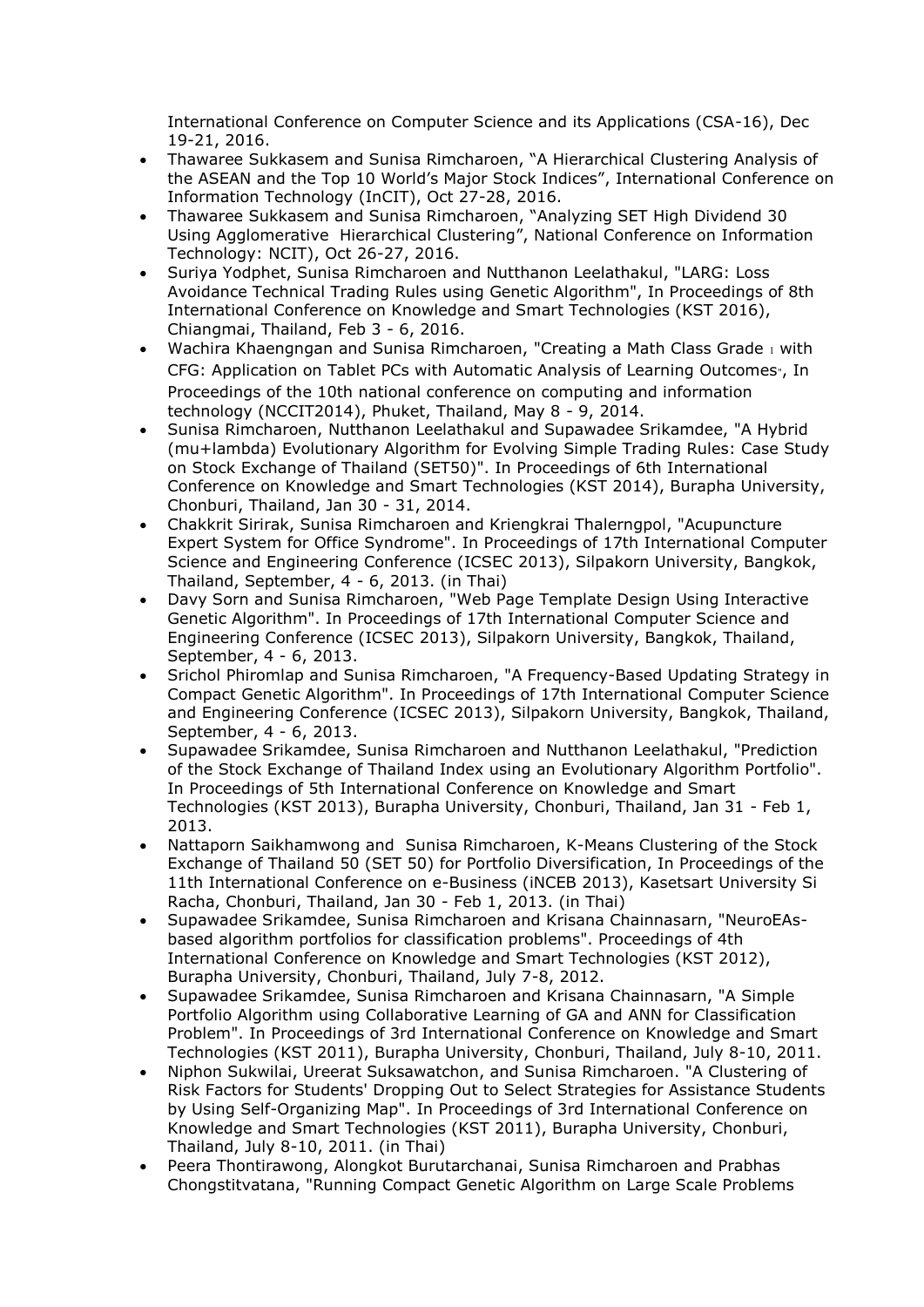International Conference on Computer Science and its Applications (CSA-16), Dec 19-21, 2016.

- Thawaree Sukkasem and Sunisa Rimcharoen, "A Hierarchical Clustering Analysis of the ASEAN and the Top 10 World's Major Stock Indices", International Conference on Information Technology (InCIT), Oct 27-28, 2016.
- Thawaree Sukkasem and Sunisa Rimcharoen, "Analyzing SET High Dividend 30 Using Agglomerative Hierarchical Clustering", National Conference on Information Technology: NCIT), Oct 26-27, 2016.
- Suriya Yodphet, Sunisa Rimcharoen and Nutthanon Leelathakul, "LARG: Loss Avoidance Technical Trading Rules using Genetic Algorithm", In Proceedings of 8th International Conference on Knowledge and Smart Technologies (KST 2016), Chiangmai, Thailand, Feb 3 - 6, 2016.
- Wachira Khaengngan and Sunisa Rimcharoen, "Creating a Math Class Grade 1 with CFG: Application on Tablet PCs with Automatic Analysis of Learning Outcomes", In Proceedings of the 10th national conference on computing and information technology (NCCIT2014), Phuket, Thailand, May 8 - 9, 2014.
- Sunisa Rimcharoen, Nutthanon Leelathakul and Supawadee Srikamdee, "A Hybrid (mu+lambda) Evolutionary Algorithm for Evolving Simple Trading Rules: Case Study on Stock Exchange of Thailand (SET50)". In Proceedings of 6th International Conference on Knowledge and Smart Technologies (KST 2014), Burapha University, Chonburi, Thailand, Jan 30 - 31, 2014.
- Chakkrit Sirirak, Sunisa Rimcharoen and Kriengkrai Thalerngpol, "Acupuncture Expert System for Office Syndrome". In Proceedings of 17th International Computer Science and Engineering Conference (ICSEC 2013), Silpakorn University, Bangkok, Thailand, September, 4 - 6, 2013. (in Thai)
- Davy Sorn and Sunisa Rimcharoen, "Web Page Template Design Using Interactive Genetic Algorithm". In Proceedings of 17th International Computer Science and Engineering Conference (ICSEC 2013), Silpakorn University, Bangkok, Thailand, September, 4 - 6, 2013.
- Srichol Phiromlap and Sunisa Rimcharoen, "A Frequency-Based Updating Strategy in Compact Genetic Algorithm". In Proceedings of 17th International Computer Science and Engineering Conference (ICSEC 2013), Silpakorn University, Bangkok, Thailand, September, 4 - 6, 2013.
- Supawadee Srikamdee, Sunisa Rimcharoen and Nutthanon Leelathakul, "Prediction of the Stock Exchange of Thailand Index using an Evolutionary Algorithm Portfolio". In Proceedings of 5th International Conference on Knowledge and Smart Technologies (KST 2013), Burapha University, Chonburi, Thailand, Jan 31 - Feb 1, 2013.
- Nattaporn Saikhamwong and Sunisa Rimcharoen, K-Means Clustering of the Stock Exchange of Thailand 50 (SET 50) for Portfolio Diversification, In Proceedings of the 11th International Conference on e-Business (iNCEB 2013), Kasetsart University Si Racha, Chonburi, Thailand, Jan 30 - Feb 1, 2013. (in Thai)
- Supawadee Srikamdee, Sunisa Rimcharoen and Krisana Chainnasarn, "NeuroEAs-based algorithm portfolios for classification problems". Proceedings of 4th International Conference on Knowledge and Smart Technologies (KST 2012), Burapha University, Chonburi, Thailand, July 7-8, 2012.
- Supawadee Srikamdee, Sunisa Rimcharoen and Krisana Chainnasarn, "A Simple Portfolio Algorithm using Collaborative Learning of GA and ANN for Classification Problem". In Proceedings of 3rd International Conference on Knowledge and Smart Technologies (KST 2011), Burapha University, Chonburi, Thailand, July 8-10, 2011.
- Niphon Sukwilai, Ureerat Suksawatchon, and Sunisa Rimcharoen. "A Clustering of Risk Factors for Students' Dropping Out to Select Strategies for Assistance Students by Using Self-Organizing Map". In Proceedings of 3rd International Conference on Knowledge and Smart Technologies (KST 2011), Burapha University, Chonburi, Thailand, July 8-10, 2011. (in Thai)
- Peera Thontirawong, Alongkot Burutarchanai, Sunisa Rimcharoen and Prabhas Chongstitvatana, "Running Compact Genetic Algorithm on Large Scale Problems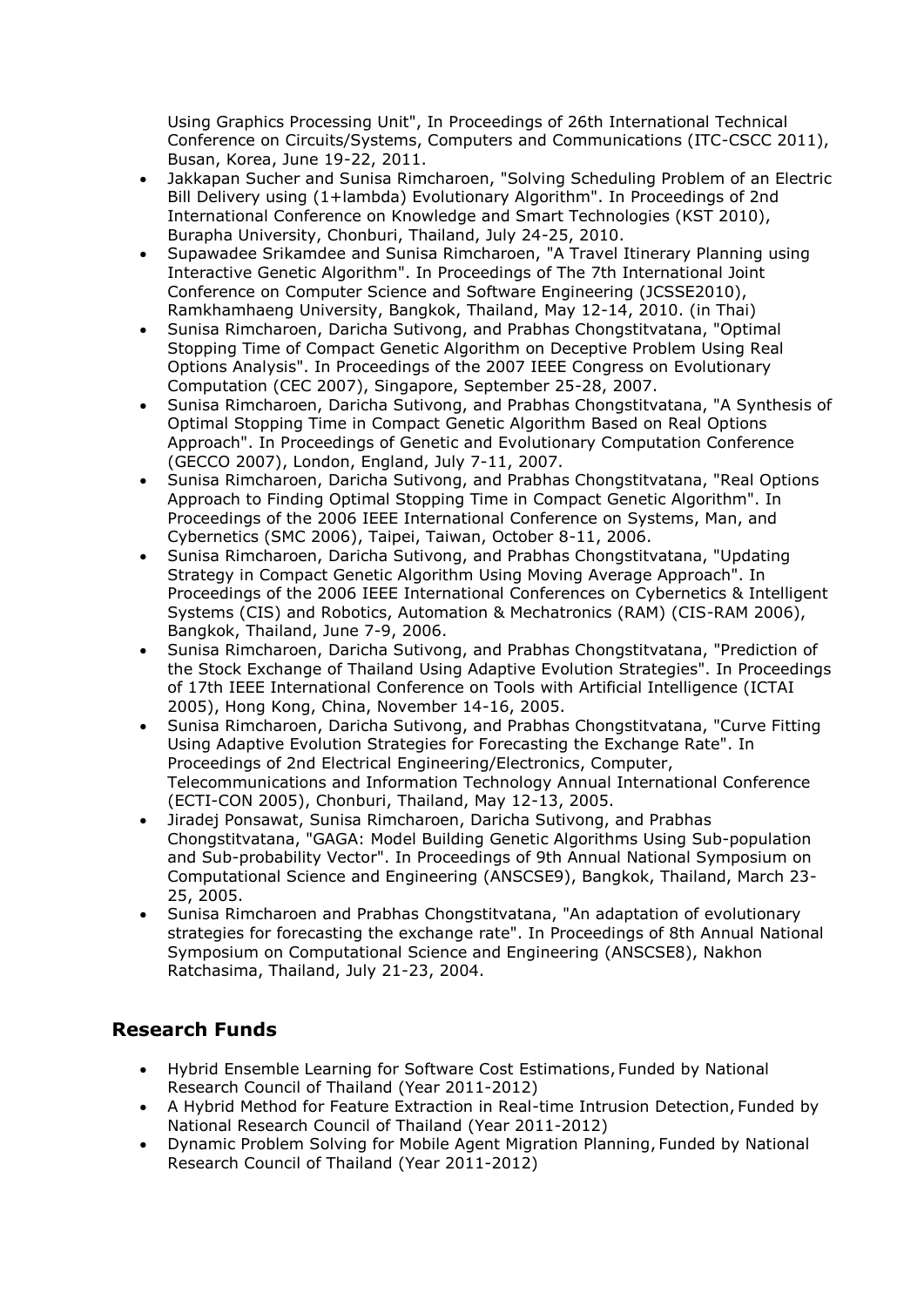Using Graphics Processing Unit", In Proceedings of 26th International Technical Conference on Circuits/Systems, Computers and Communications (ITC-CSCC 2011), Busan, Korea, June 19-22, 2011.

- Jakkapan Sucher and Sunisa Rimcharoen, "Solving Scheduling Problem of an Electric Bill Delivery using (1+lambda) Evolutionary Algorithm". In Proceedings of 2nd International Conference on Knowledge and Smart Technologies (KST 2010), Burapha University, Chonburi, Thailand, July 24-25, 2010.
- Supawadee Srikamdee and Sunisa Rimcharoen, "A Travel Itinerary Planning using Interactive Genetic Algorithm". In Proceedings of The 7th International Joint Conference on Computer Science and Software Engineering (JCSSE2010), Ramkhamhaeng University, Bangkok, Thailand, May 12-14, 2010. (in Thai)
- Sunisa Rimcharoen, Daricha Sutivong, and Prabhas Chongstitvatana, "Optimal Stopping Time of Compact Genetic Algorithm on Deceptive Problem Using Real Options Analysis". In Proceedings of the 2007 IEEE Congress on Evolutionary Computation (CEC 2007), Singapore, September 25-28, 2007.
- Sunisa Rimcharoen, Daricha Sutivong, and Prabhas Chongstitvatana, "A Synthesis of Optimal Stopping Time in Compact Genetic Algorithm Based on Real Options Approach". In Proceedings of Genetic and Evolutionary Computation Conference (GECCO 2007), London, England, July 7-11, 2007.
- Sunisa Rimcharoen, Daricha Sutivong, and Prabhas Chongstitvatana, "Real Options Approach to Finding Optimal Stopping Time in Compact Genetic Algorithm". In Proceedings of the 2006 IEEE International Conference on Systems, Man, and Cybernetics (SMC 2006), Taipei, Taiwan, October 8-11, 2006.
- Sunisa Rimcharoen, Daricha Sutivong, and Prabhas Chongstitvatana, "Updating Strategy in Compact Genetic Algorithm Using Moving Average Approach". In Proceedings of the 2006 IEEE International Conferences on Cybernetics & Intelligent Systems (CIS) and Robotics, Automation & Mechatronics (RAM) (CIS-RAM 2006), Bangkok, Thailand, June 7-9, 2006.
- Sunisa Rimcharoen, Daricha Sutivong, and Prabhas Chongstitvatana, "Prediction of the Stock Exchange of Thailand Using Adaptive Evolution Strategies". In Proceedings of 17th IEEE International Conference on Tools with Artificial Intelligence (ICTAI 2005), Hong Kong, China, November 14-16, 2005.
- Sunisa Rimcharoen, Daricha Sutivong, and Prabhas Chongstitvatana, "Curve Fitting Using Adaptive Evolution Strategies for Forecasting the Exchange Rate". In Proceedings of 2nd Electrical Engineering/Electronics, Computer, Telecommunications and Information Technology Annual International Conference (ECTI-CON 2005), Chonburi, Thailand, May 12-13, 2005.
- Jiradej Ponsawat, Sunisa Rimcharoen, Daricha Sutivong, and Prabhas Chongstitvatana, "GAGA: Model Building Genetic Algorithms Using Sub-population and Sub-probability Vector". In Proceedings of 9th Annual National Symposium on Computational Science and Engineering (ANSCSE9), Bangkok, Thailand, March 23-25, 2005.
- Sunisa Rimcharoen and Prabhas Chongstitvatana, "An adaptation of evolutionary strategies for forecasting the exchange rate". In Proceedings of 8th Annual National Symposium on Computational Science and Engineering (ANSCSE8), Nakhon Ratchasima, Thailand, July 21-23, 2004.

## Research Funds

- Hybrid Ensemble Learning for Software Cost Estimations, Funded by National Research Council of Thailand (Year 2011-2012)
- A Hybrid Method for Feature Extraction in Real-time Intrusion Detection, Funded by National Research Council of Thailand (Year 2011-2012)
- Dynamic Problem Solving for Mobile Agent Migration Planning, Funded by National Research Council of Thailand (Year 2011-2012)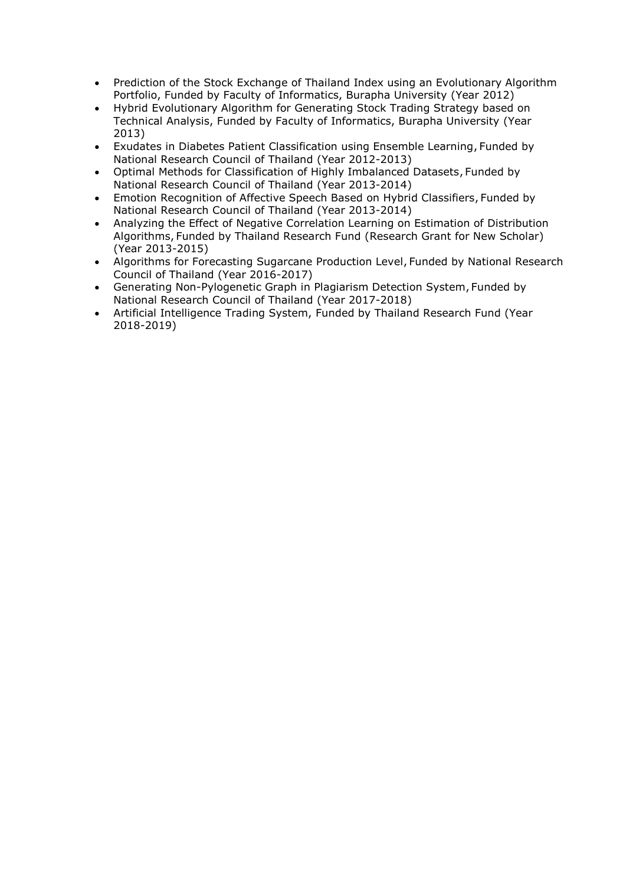- Prediction of the Stock Exchange of Thailand Index using an Evolutionary Algorithm Portfolio, Funded by Faculty of Informatics, Burapha University (Year 2012)
- Hybrid Evolutionary Algorithm for Generating Stock Trading Strategy based on Technical Analysis, Funded by Faculty of Informatics, Burapha University (Year 2013)
- Exudates in Diabetes Patient Classification using Ensemble Learning, Funded by National Research Council of Thailand (Year 2012-2013)
- Optimal Methods for Classification of Highly Imbalanced Datasets, Funded by National Research Council of Thailand (Year 2013-2014)
- Emotion Recognition of Affective Speech Based on Hybrid Classifiers, Funded by National Research Council of Thailand (Year 2013-2014)
- Analyzing the Effect of Negative Correlation Learning on Estimation of Distribution Algorithms, Funded by Thailand Research Fund (Research Grant for New Scholar) (Year 2013-2015)
- Algorithms for Forecasting Sugarcane Production Level, Funded by National Research Council of Thailand (Year 2016-2017)
- Generating Non-Pylogenetic Graph in Plagiarism Detection System, Funded by National Research Council of Thailand (Year 2017-2018)
- Artificial Intelligence Trading System, Funded by Thailand Research Fund (Year 2018-2019)